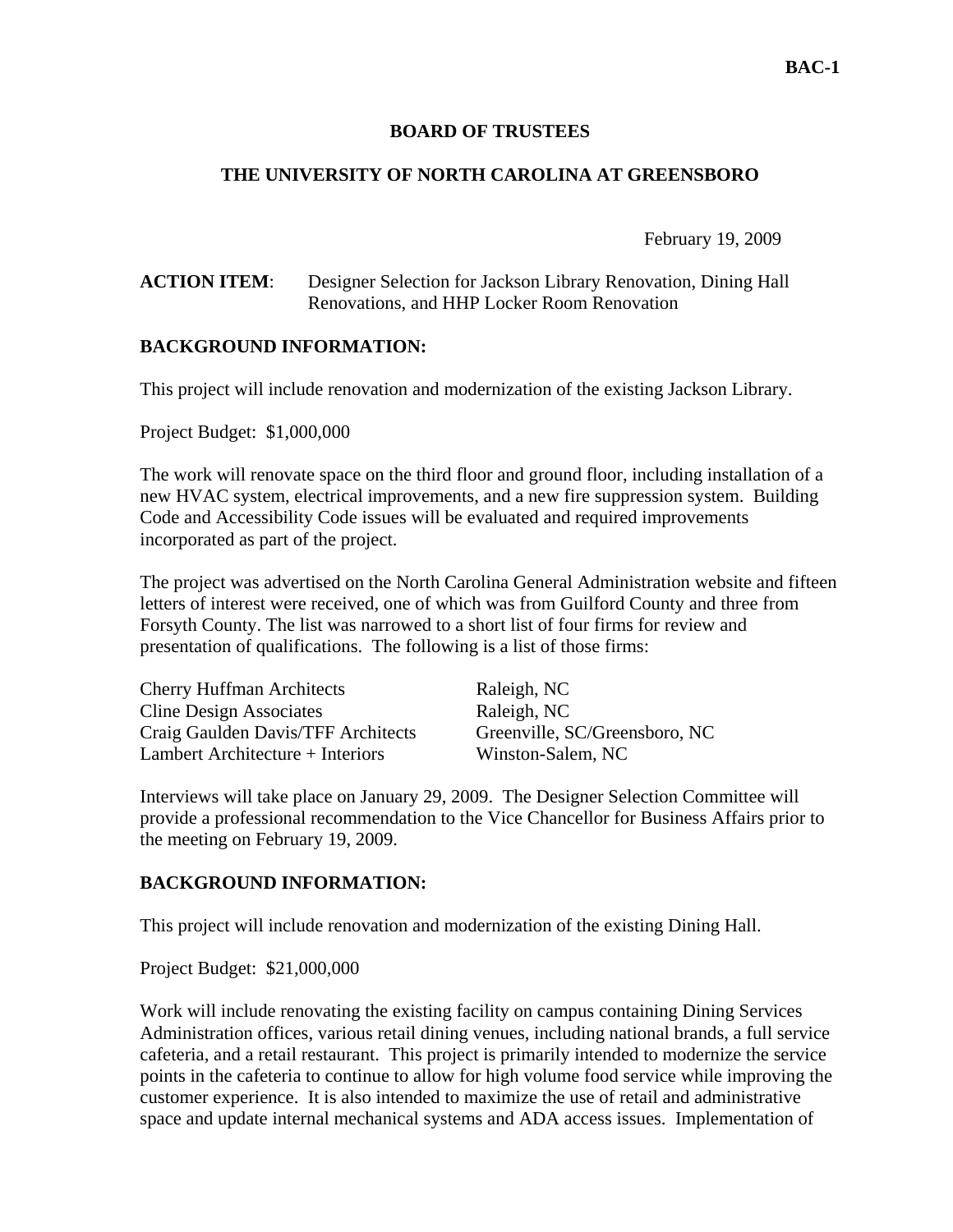BAC-1

**BOARD OF TRUSTEES**

**THE UNIVERSITY OF NORTH CAROLINA AT GREENSBORO**

February 19, 2009

**ACTION ITEM**: Designer Selection for Jackson Library Renovation, Dining Hall Renovations, and HHP Locker Room Renovation

**BACKGROUND INFORMATION:**

This project will include renovation and modernization of the existing Jackson Library.

Project Budget: $1,000,000

The work will renovate space on the third floor and ground floor, including installation of a new HVAC system, electrical improvements, and a new fire suppression system. Building Code and Accessibility Code issues will be evaluated and required improvements incorporated as part of the project.

The project was advertised on the North Carolina General Administration website and fifteen letters of interest were received, one of which was from Guilford County and three from Forsyth County. The list was narrowed to a short list of four firms for review and presentation of qualifications. The following is a list of those firms:

| | |
|---|---|
| Cherry Huffman Architects | Raleigh, NC |
| Cline Design Associates | Raleigh, NC |
| Craig Gaulden Davis/TFF Architects | Greenville, SC/Greensboro, NC |
| Lambert Architecture + Interiors | Winston-Salem, NC |

Interviews will take place on January 29, 2009. The Designer Selection Committee will provide a professional recommendation to the Vice Chancellor for Business Affairs prior to the meeting on February 19, 2009.

**BACKGROUND INFORMATION:**

This project will include renovation and modernization of the existing Dining Hall.

Project Budget: $21,000,000

Work will include renovating the existing facility on campus containing Dining Services Administration offices, various retail dining venues, including national brands, a full service cafeteria, and a retail restaurant. This project is primarily intended to modernize the service points in the cafeteria to continue to allow for high volume food service while improving the customer experience. It is also intended to maximize the use of retail and administrative space and update internal mechanical systems and ADA access issues. Implementation of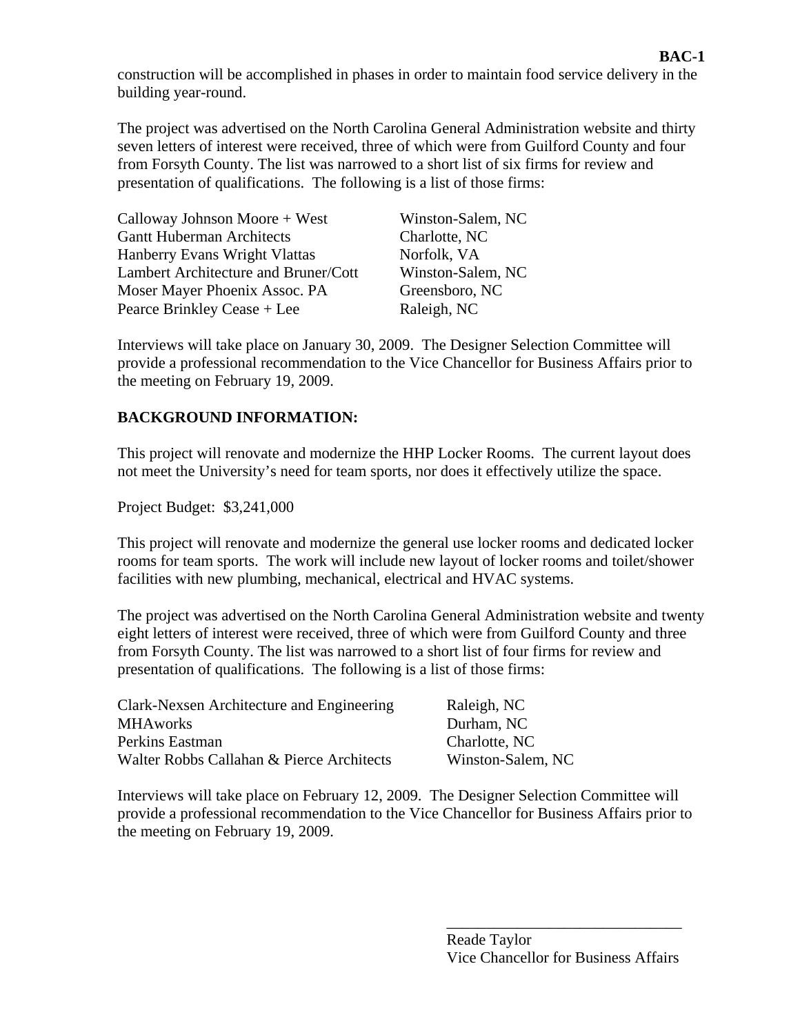construction will be accomplished in phases in order to maintain food service delivery in the building year-round.

The project was advertised on the North Carolina General Administration website and thirty seven letters of interest were received, three of which were from Guilford County and four from Forsyth County. The list was narrowed to a short list of six firms for review and presentation of qualifications. The following is a list of those firms:

| | |
|---|---|
| Calloway Johnson Moore + West | Winston-Salem, NC |
| Gantt Huberman Architects | Charlotte, NC |
| Hanberry Evans Wright Vlattas | Norfolk, VA |
| Lambert Architecture and Bruner/Cott | Winston-Salem, NC |
| Moser Mayer Phoenix Assoc. PA | Greensboro, NC |
| Pearce Brinkley Cease + Lee | Raleigh, NC |

Interviews will take place on January 30, 2009. The Designer Selection Committee will provide a professional recommendation to the Vice Chancellor for Business Affairs prior to the meeting on February 19, 2009.

**BACKGROUND INFORMATION:**

This project will renovate and modernize the HHP Locker Rooms. The current layout does not meet the University's need for team sports, nor does it effectively utilize the space.

Project Budget: $3,241,000

This project will renovate and modernize the general use locker rooms and dedicated locker rooms for team sports. The work will include new layout of locker rooms and toilet/shower facilities with new plumbing, mechanical, electrical and HVAC systems.

The project was advertised on the North Carolina General Administration website and twenty eight letters of interest were received, three of which were from Guilford County and three from Forsyth County. The list was narrowed to a short list of four firms for review and presentation of qualifications. The following is a list of those firms:

| | |
|---|---|
| Clark-Nexsen Architecture and Engineering | Raleigh, NC |
| MHAworks | Durham, NC |
| Perkins Eastman | Charlotte, NC |
| Walter Robbs Callahan & Pierce Architects | Winston-Salem, NC |

Interviews will take place on February 12, 2009. The Designer Selection Committee will provide a professional recommendation to the Vice Chancellor for Business Affairs prior to the meeting on February 19, 2009.

\_\_\_\_\_\_\_\_\_\_\_\_\_\_\_\_\_\_\_\_\_\_\_\_\_\_\_\_\_\_

Reade Taylor
Vice Chancellor for Business Affairs